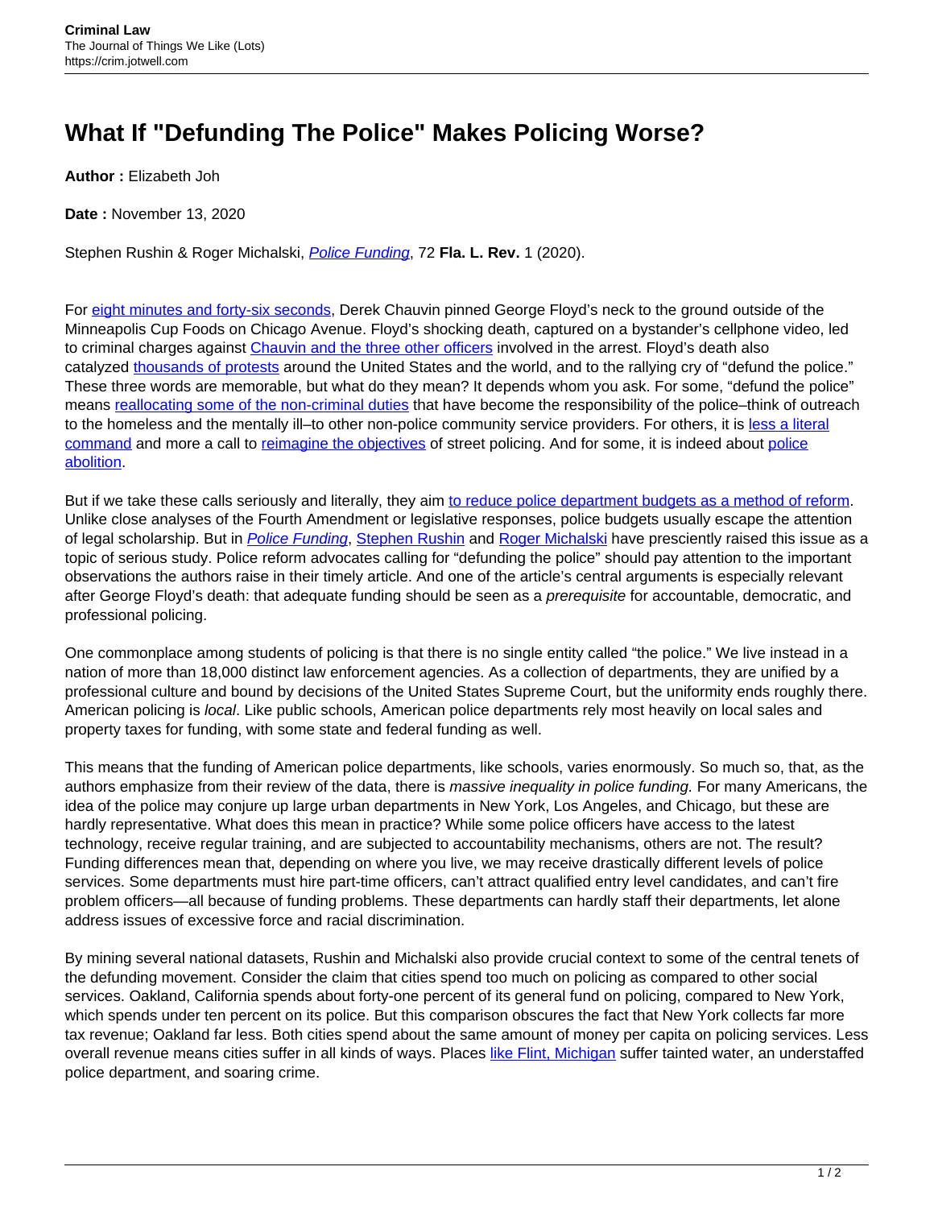# What If "Defunding The Police" Makes Policing Worse?

**Author :** Elizabeth Joh

**Date :** November 13, 2020

Stephen Rushin & Roger Michalski, *Police Funding*, 72 **Fla. L. Rev.** 1 (2020).

For eight minutes and forty-six seconds, Derek Chauvin pinned George Floyd's neck to the ground outside of the Minneapolis Cup Foods on Chicago Avenue. Floyd's shocking death, captured on a bystander's cellphone video, led to criminal charges against Chauvin and the three other officers involved in the arrest. Floyd's death also catalyzed thousands of protests around the United States and the world, and to the rallying cry of "defund the police." These three words are memorable, but what do they mean? It depends whom you ask. For some, "defund the police" means reallocating some of the non-criminal duties that have become the responsibility of the police–think of outreach to the homeless and the mentally ill–to other non-police community service providers. For others, it is less a literal command and more a call to reimagine the objectives of street policing. And for some, it is indeed about police abolition.

But if we take these calls seriously and literally, they aim to reduce police department budgets as a method of reform. Unlike close analyses of the Fourth Amendment or legislative responses, police budgets usually escape the attention of legal scholarship. But in *Police Funding*, Stephen Rushin and Roger Michalski have presciently raised this issue as a topic of serious study. Police reform advocates calling for "defunding the police" should pay attention to the important observations the authors raise in their timely article. And one of the article's central arguments is especially relevant after George Floyd's death: that adequate funding should be seen as a *prerequisite* for accountable, democratic, and professional policing.

One commonplace among students of policing is that there is no single entity called "the police." We live instead in a nation of more than 18,000 distinct law enforcement agencies. As a collection of departments, they are unified by a professional culture and bound by decisions of the United States Supreme Court, but the uniformity ends roughly there. American policing is *local*. Like public schools, American police departments rely most heavily on local sales and property taxes for funding, with some state and federal funding as well.

This means that the funding of American police departments, like schools, varies enormously. So much so, that, as the authors emphasize from their review of the data, there is *massive inequality in police funding.* For many Americans, the idea of the police may conjure up large urban departments in New York, Los Angeles, and Chicago, but these are hardly representative. What does this mean in practice? While some police officers have access to the latest technology, receive regular training, and are subjected to accountability mechanisms, others are not. The result? Funding differences mean that, depending on where you live, we may receive drastically different levels of police services. Some departments must hire part-time officers, can't attract qualified entry level candidates, and can't fire problem officers—all because of funding problems. These departments can hardly staff their departments, let alone address issues of excessive force and racial discrimination.

By mining several national datasets, Rushin and Michalski also provide crucial context to some of the central tenets of the defunding movement. Consider the claim that cities spend too much on policing as compared to other social services. Oakland, California spends about forty-one percent of its general fund on policing, compared to New York, which spends under ten percent on its police. But this comparison obscures the fact that New York collects far more tax revenue; Oakland far less. Both cities spend about the same amount of money per capita on policing services. Less overall revenue means cities suffer in all kinds of ways. Places like Flint, Michigan suffer tainted water, an understaffed police department, and soaring crime.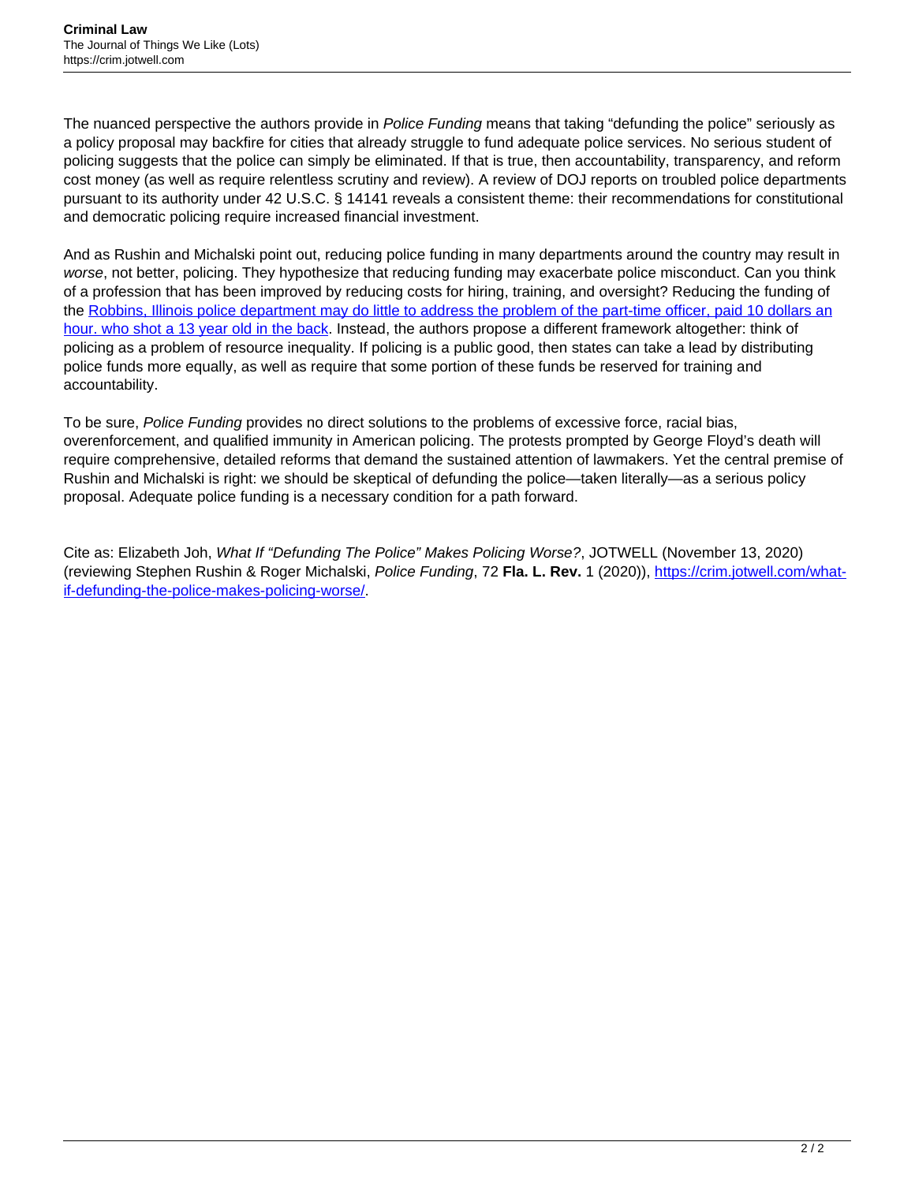The nuanced perspective the authors provide in *Police Funding* means that taking "defunding the police" seriously as a policy proposal may backfire for cities that already struggle to fund adequate police services. No serious student of policing suggests that the police can simply be eliminated. If that is true, then accountability, transparency, and reform cost money (as well as require relentless scrutiny and review). A review of DOJ reports on troubled police departments pursuant to its authority under 42 U.S.C. § 14141 reveals a consistent theme: their recommendations for constitutional and democratic policing require increased financial investment.

And as Rushin and Michalski point out, reducing police funding in many departments around the country may result in *worse*, not better, policing. They hypothesize that reducing funding may exacerbate police misconduct. Can you think of a profession that has been improved by reducing costs for hiring, training, and oversight? Reducing the funding of the Robbins, Illinois police department may do little to address the problem of the part-time officer, paid 10 dollars an hour. who shot a 13 year old in the back. Instead, the authors propose a different framework altogether: think of policing as a problem of resource inequality. If policing is a public good, then states can take a lead by distributing police funds more equally, as well as require that some portion of these funds be reserved for training and accountability.

To be sure, *Police Funding* provides no direct solutions to the problems of excessive force, racial bias, overenforcement, and qualified immunity in American policing. The protests prompted by George Floyd's death will require comprehensive, detailed reforms that demand the sustained attention of lawmakers. Yet the central premise of Rushin and Michalski is right: we should be skeptical of defunding the police—taken literally—as a serious policy proposal. Adequate police funding is a necessary condition for a path forward.

Cite as: Elizabeth Joh, *What If "Defunding The Police" Makes Policing Worse?*, JOTWELL (November 13, 2020) (reviewing Stephen Rushin & Roger Michalski, *Police Funding*, 72 **Fla. L. Rev.** 1 (2020)), https://crim.jotwell.com/what-if-defunding-the-police-makes-policing-worse/.